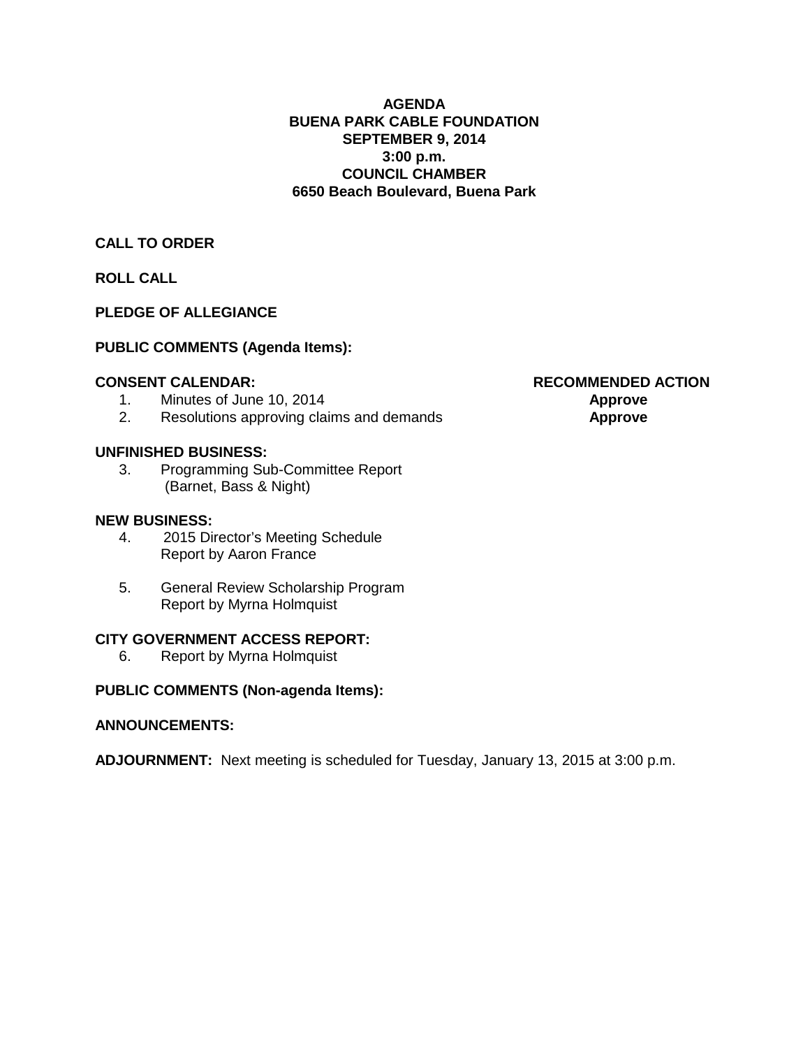**AGENDA**
**BUENA PARK CABLE FOUNDATION**
**SEPTEMBER 9, 2014**
**3:00 p.m.**
**COUNCIL CHAMBER**
**6650 Beach Boulevard, Buena Park**

**CALL TO ORDER**

**ROLL CALL**

**PLEDGE OF ALLEGIANCE**

**PUBLIC COMMENTS (Agenda Items):**

**CONSENT CALENDAR:**

| Item | Description | RECOMMENDED ACTION |
|---|---|---|
| 1. | Minutes of June 10, 2014 | **Approve** |
| 2. | Resolutions approving claims and demands | **Approve** |

**UNFINISHED BUSINESS:**

3. Programming Sub-Committee Report
   (Barnet, Bass & Night)

**NEW BUSINESS:**

4. 2015 Director's Meeting Schedule
   Report by Aaron France

5. General Review Scholarship Program
   Report by Myrna Holmquist

**CITY GOVERNMENT ACCESS REPORT:**

6. Report by Myrna Holmquist

**PUBLIC COMMENTS (Non-agenda Items):**

**ANNOUNCEMENTS:**

**ADJOURNMENT:** Next meeting is scheduled for Tuesday, January 13, 2015 at 3:00 p.m.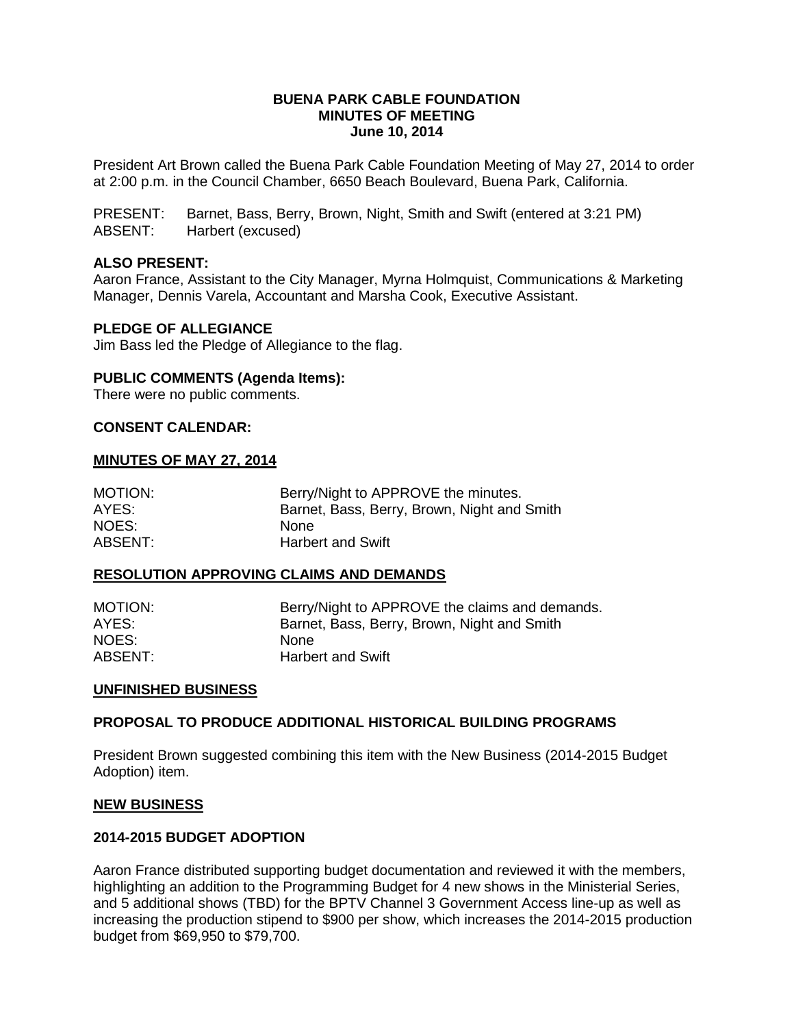**BUENA PARK CABLE FOUNDATION**
**MINUTES OF MEETING**
**June 10, 2014**

President Art Brown called the Buena Park Cable Foundation Meeting of May 27, 2014 to order at 2:00 p.m. in the Council Chamber, 6650 Beach Boulevard, Buena Park, California.

PRESENT: Barnet, Bass, Berry, Brown, Night, Smith and Swift (entered at 3:21 PM)
ABSENT: Harbert (excused)

**ALSO PRESENT:**
Aaron France, Assistant to the City Manager, Myrna Holmquist, Communications & Marketing Manager, Dennis Varela, Accountant and Marsha Cook, Executive Assistant.

**PLEDGE OF ALLEGIANCE**
Jim Bass led the Pledge of Allegiance to the flag.

**PUBLIC COMMENTS (Agenda Items):**
There were no public comments.

**CONSENT CALENDAR:**

**MINUTES OF MAY 27, 2014**

MOTION: Berry/Night to APPROVE the minutes.
AYES: Barnet, Bass, Berry, Brown, Night and Smith
NOES: None
ABSENT: Harbert and Swift

**RESOLUTION APPROVING CLAIMS AND DEMANDS**

MOTION: Berry/Night to APPROVE the claims and demands.
AYES: Barnet, Bass, Berry, Brown, Night and Smith
NOES: None
ABSENT: Harbert and Swift

**UNFINISHED BUSINESS**

**PROPOSAL TO PRODUCE ADDITIONAL HISTORICAL BUILDING PROGRAMS**

President Brown suggested combining this item with the New Business (2014-2015 Budget Adoption) item.

**NEW BUSINESS**

**2014-2015 BUDGET ADOPTION**

Aaron France distributed supporting budget documentation and reviewed it with the members, highlighting an addition to the Programming Budget for 4 new shows in the Ministerial Series, and 5 additional shows (TBD) for the BPTV Channel 3 Government Access line-up as well as increasing the production stipend to $900 per show, which increases the 2014-2015 production budget from $69,950 to $79,700.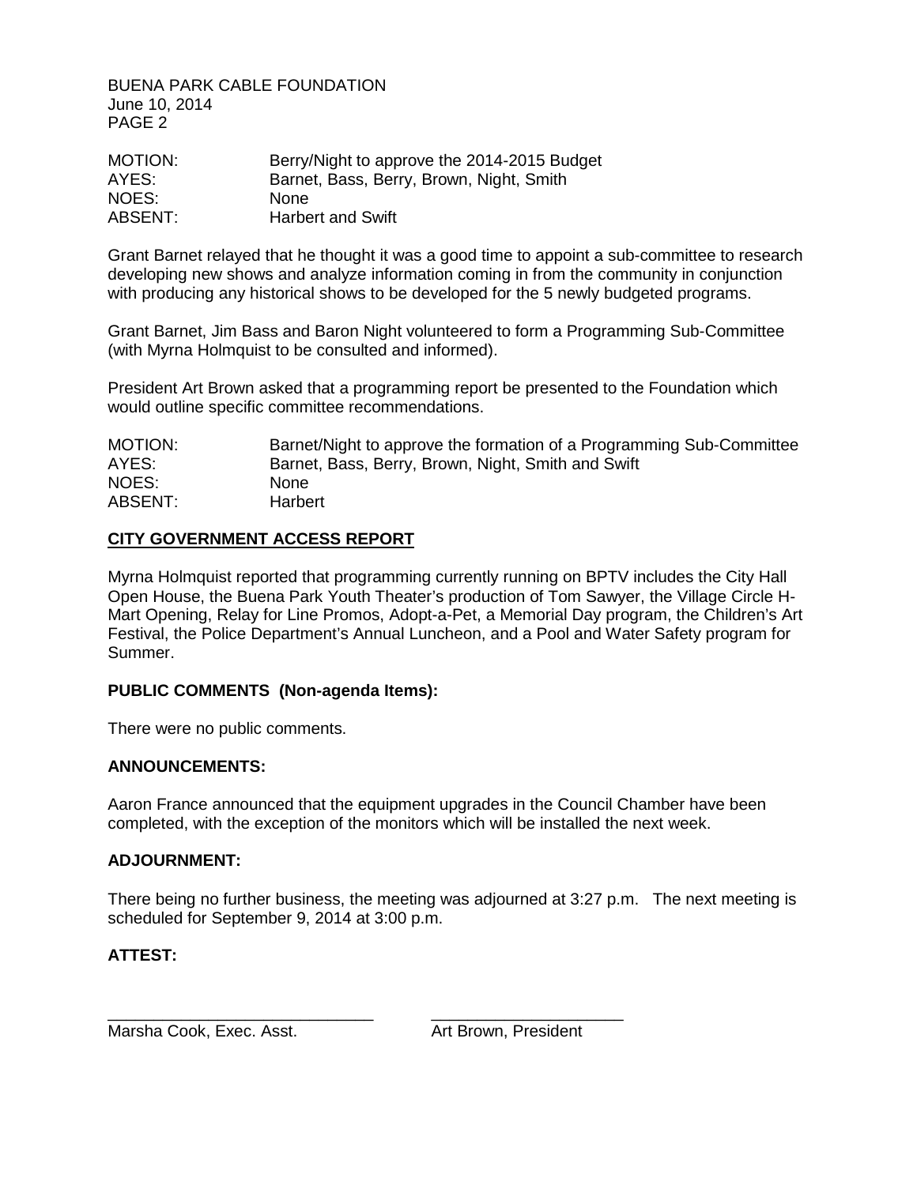| | |
|---|---|
| MOTION: | Berry/Night to approve the 2014-2015 Budget |
| AYES: | Barnet, Bass, Berry, Brown, Night, Smith |
| NOES: | None |
| ABSENT: | Harbert and Swift |

Grant Barnet relayed that he thought it was a good time to appoint a sub-committee to research developing new shows and analyze information coming in from the community in conjunction with producing any historical shows to be developed for the 5 newly budgeted programs.

Grant Barnet, Jim Bass and Baron Night volunteered to form a Programming Sub-Committee (with Myrna Holmquist to be consulted and informed).

President Art Brown asked that a programming report be presented to the Foundation which would outline specific committee recommendations.

| | |
|---|---|
| MOTION: | Barnet/Night to approve the formation of a Programming Sub-Committee |
| AYES: | Barnet, Bass, Berry, Brown, Night, Smith and Swift |
| NOES: | None |
| ABSENT: | Harbert |

**CITY GOVERNMENT ACCESS REPORT**

Myrna Holmquist reported that programming currently running on BPTV includes the City Hall Open House, the Buena Park Youth Theater's production of Tom Sawyer, the Village Circle H-Mart Opening, Relay for Line Promos, Adopt-a-Pet, a Memorial Day program, the Children's Art Festival, the Police Department's Annual Luncheon, and a Pool and Water Safety program for Summer.

**PUBLIC COMMENTS (Non-agenda Items):**

There were no public comments.

**ANNOUNCEMENTS:**

Aaron France announced that the equipment upgrades in the Council Chamber have been completed, with the exception of the monitors which will be installed the next week.

**ADJOURNMENT:**

There being no further business, the meeting was adjourned at 3:27 p.m. The next meeting is scheduled for September 9, 2014 at 3:00 p.m.

**ATTEST:**

| | |
|---|---|
| \_\_\_\_\_\_\_\_\_\_\_\_\_\_\_\_\_\_\_\_\_\_\_\_\_\_\_\_\_\_ | \_\_\_\_\_\_\_\_\_\_\_\_\_\_\_\_\_\_\_\_\_\_ |
| Marsha Cook, Exec. Asst. | Art Brown, President |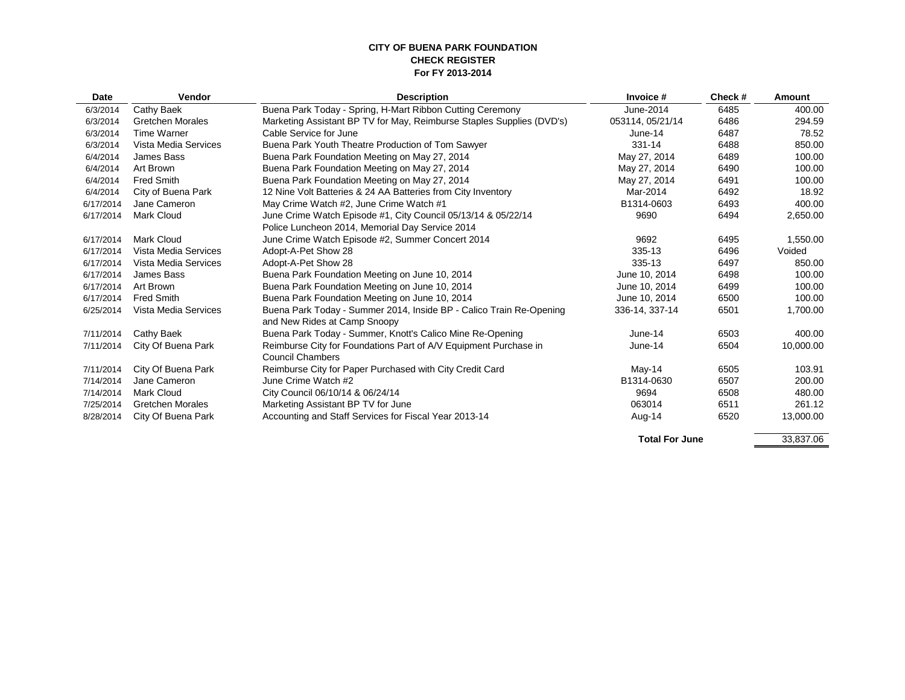**CITY OF BUENA PARK FOUNDATION**
**CHECK REGISTER**
**For FY 2013-2014**

| Date | Vendor | Description | Invoice # | Check # | Amount |
|---|---|---|---|---|---|
| 6/3/2014 | Cathy Baek | Buena Park Today - Spring, H-Mart Ribbon Cutting Ceremony | June-2014 | 6485 | 400.00 |
| 6/3/2014 | Gretchen Morales | Marketing Assistant BP TV for May, Reimburse Staples Supplies (DVD's) | 053114, 05/21/14 | 6486 | 294.59 |
| 6/3/2014 | Time Warner | Cable Service for June | June-14 | 6487 | 78.52 |
| 6/3/2014 | Vista Media Services | Buena Park Youth Theatre Production of Tom Sawyer | 331-14 | 6488 | 850.00 |
| 6/4/2014 | James Bass | Buena Park Foundation Meeting on May 27, 2014 | May 27, 2014 | 6489 | 100.00 |
| 6/4/2014 | Art Brown | Buena Park Foundation Meeting on May 27, 2014 | May 27, 2014 | 6490 | 100.00 |
| 6/4/2014 | Fred Smith | Buena Park Foundation Meeting on May 27, 2014 | May 27, 2014 | 6491 | 100.00 |
| 6/4/2014 | City of Buena Park | 12 Nine Volt Batteries & 24 AA Batteries from City Inventory | Mar-2014 | 6492 | 18.92 |
| 6/17/2014 | Jane Cameron | May Crime Watch #2, June Crime Watch #1 | B1314-0603 | 6493 | 400.00 |
| 6/17/2014 | Mark Cloud | June Crime Watch Episode #1, City Council 05/13/14 & 05/22/14 Police Luncheon 2014, Memorial Day Service 2014 | 9690 | 6494 | 2,650.00 |
| 6/17/2014 | Mark Cloud | June Crime Watch Episode #2, Summer Concert 2014 | 9692 | 6495 | 1,550.00 |
| 6/17/2014 | Vista Media Services | Adopt-A-Pet Show 28 | 335-13 | 6496 | Voided |
| 6/17/2014 | Vista Media Services | Adopt-A-Pet Show 28 | 335-13 | 6497 | 850.00 |
| 6/17/2014 | James Bass | Buena Park Foundation Meeting on June 10, 2014 | June 10, 2014 | 6498 | 100.00 |
| 6/17/2014 | Art Brown | Buena Park Foundation Meeting on June 10, 2014 | June 10, 2014 | 6499 | 100.00 |
| 6/17/2014 | Fred Smith | Buena Park Foundation Meeting on June 10, 2014 | June 10, 2014 | 6500 | 100.00 |
| 6/25/2014 | Vista Media Services | Buena Park Today - Summer 2014, Inside BP - Calico Train Re-Opening and New Rides at Camp Snoopy | 336-14, 337-14 | 6501 | 1,700.00 |
| 7/11/2014 | Cathy Baek | Buena Park Today - Summer, Knott's Calico Mine Re-Opening | June-14 | 6503 | 400.00 |
| 7/11/2014 | City Of Buena Park | Reimburse City for Foundations Part of A/V Equipment Purchase in Council Chambers | June-14 | 6504 | 10,000.00 |
| 7/11/2014 | City Of Buena Park | Reimburse City for Paper Purchased with City Credit Card | May-14 | 6505 | 103.91 |
| 7/14/2014 | Jane Cameron | June Crime Watch #2 | B1314-0630 | 6507 | 200.00 |
| 7/14/2014 | Mark Cloud | City Council 06/10/14 & 06/24/14 | 9694 | 6508 | 480.00 |
| 7/25/2014 | Gretchen Morales | Marketing Assistant BP TV for June | 063014 | 6511 | 261.12 |
| 8/28/2014 | City Of Buena Park | Accounting and Staff Services for Fiscal Year 2013-14 | Aug-14 | 6520 | 13,000.00 |
| | | | **Total For June** | | 33,837.06 |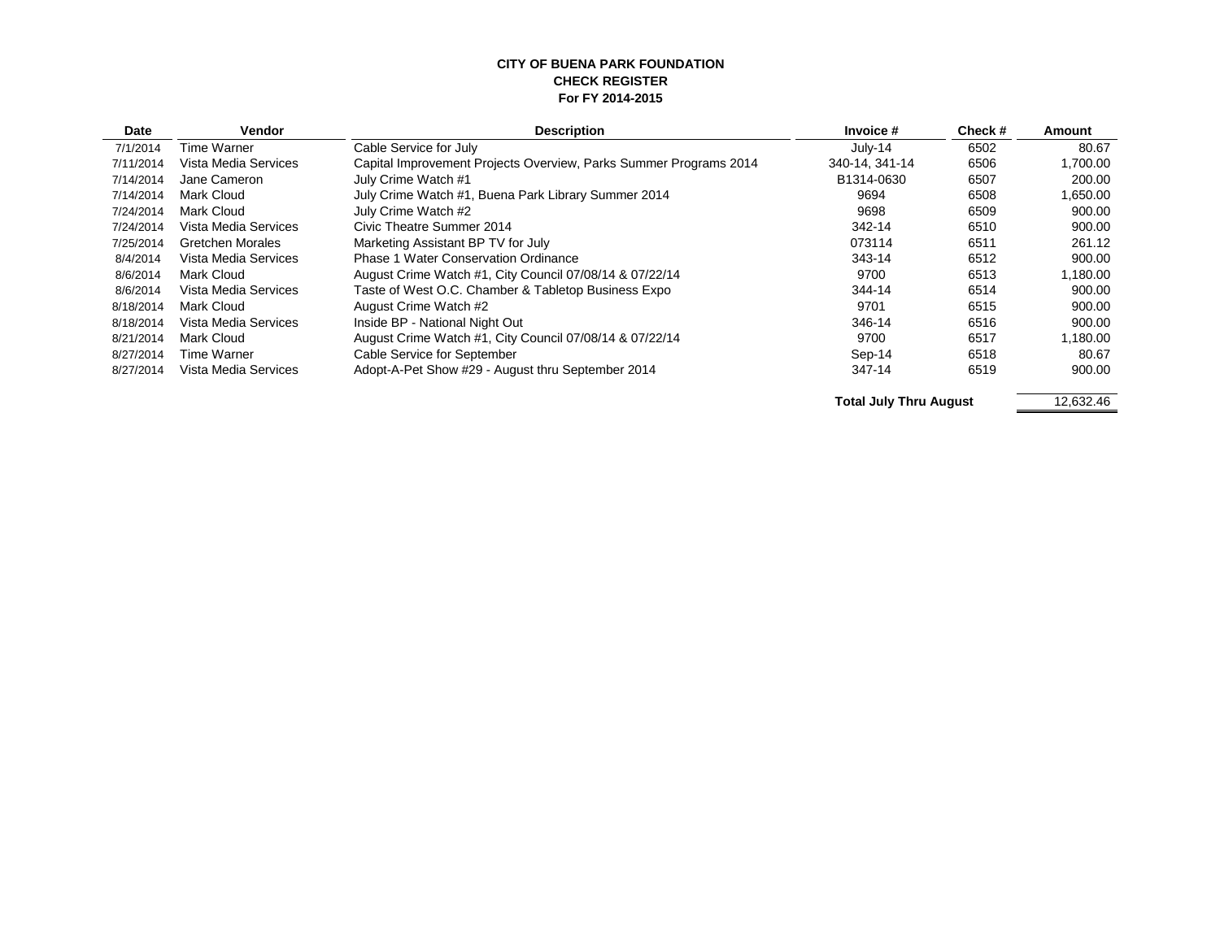**CITY OF BUENA PARK FOUNDATION**
**CHECK REGISTER**
**For FY 2014-2015**

| Date | Vendor | Description | Invoice # | Check # | Amount |
|---|---|---|---|---|---|
| 7/1/2014 | Time Warner | Cable Service for July | July-14 | 6502 | 80.67 |
| 7/11/2014 | Vista Media Services | Capital Improvement Projects Overview, Parks Summer Programs 2014 | 340-14, 341-14 | 6506 | 1,700.00 |
| 7/14/2014 | Jane Cameron | July Crime Watch #1 | B1314-0630 | 6507 | 200.00 |
| 7/14/2014 | Mark Cloud | July Crime Watch #1, Buena Park Library Summer 2014 | 9694 | 6508 | 1,650.00 |
| 7/24/2014 | Mark Cloud | July Crime Watch #2 | 9698 | 6509 | 900.00 |
| 7/24/2014 | Vista Media Services | Civic Theatre Summer 2014 | 342-14 | 6510 | 900.00 |
| 7/25/2014 | Gretchen Morales | Marketing Assistant BP TV for July | 073114 | 6511 | 261.12 |
| 8/4/2014 | Vista Media Services | Phase 1 Water Conservation Ordinance | 343-14 | 6512 | 900.00 |
| 8/6/2014 | Mark Cloud | August Crime Watch #1, City Council 07/08/14 & 07/22/14 | 9700 | 6513 | 1,180.00 |
| 8/6/2014 | Vista Media Services | Taste of West O.C. Chamber & Tabletop Business Expo | 344-14 | 6514 | 900.00 |
| 8/18/2014 | Mark Cloud | August Crime Watch #2 | 9701 | 6515 | 900.00 |
| 8/18/2014 | Vista Media Services | Inside BP - National Night Out | 346-14 | 6516 | 900.00 |
| 8/21/2014 | Mark Cloud | August Crime Watch #1, City Council 07/08/14 & 07/22/14 | 9700 | 6517 | 1,180.00 |
| 8/27/2014 | Time Warner | Cable Service for September | Sep-14 | 6518 | 80.67 |
| 8/27/2014 | Vista Media Services | Adopt-A-Pet Show #29 - August thru September 2014 | 347-14 | 6519 | 900.00 |
| | | | **Total July Thru August** | | 12,632.46 |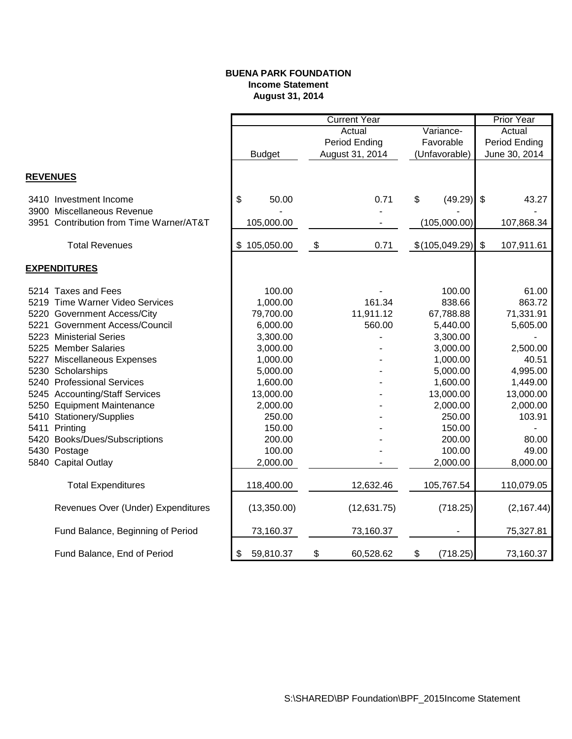**BUENA PARK FOUNDATION**
**Income Statement**
**August 31, 2014**

| | Current Year | | | Prior Year |
|---|---|---|---|---|
| | Budget | Actual Period Ending August 31, 2014 | Variance- Favorable (Unfavorable) | Actual Period Ending June 30, 2014 |
| **REVENUES** | | | | |
| 3410 Investment Income | $ 50.00 | 0.71 | $ (49.29) | $ 43.27 |
| 3900 Miscellaneous Revenue | - | - | - | - |
| 3951 Contribution from Time Warner/AT&T | 105,000.00 | - | (105,000.00) | 107,868.34 |
| Total Revenues | $ 105,050.00 | $ 0.71 | $ (105,049.29) | $ 107,911.61 |
| **EXPENDITURES** | | | | |
| 5214 Taxes and Fees | 100.00 | - | 100.00 | 61.00 |
| 5219 Time Warner Video Services | 1,000.00 | 161.34 | 838.66 | 863.72 |
| 5220 Government Access/City | 79,700.00 | 11,911.12 | 67,788.88 | 71,331.91 |
| 5221 Government Access/Council | 6,000.00 | 560.00 | 5,440.00 | 5,605.00 |
| 5223 Ministerial Series | 3,300.00 | - | 3,300.00 | - |
| 5225 Member Salaries | 3,000.00 | - | 3,000.00 | 2,500.00 |
| 5227 Miscellaneous Expenses | 1,000.00 | - | 1,000.00 | 40.51 |
| 5230 Scholarships | 5,000.00 | - | 5,000.00 | 4,995.00 |
| 5240 Professional Services | 1,600.00 | - | 1,600.00 | 1,449.00 |
| 5245 Accounting/Staff Services | 13,000.00 | - | 13,000.00 | 13,000.00 |
| 5250 Equipment Maintenance | 2,000.00 | - | 2,000.00 | 2,000.00 |
| 5410 Stationery/Supplies | 250.00 | - | 250.00 | 103.91 |
| 5411 Printing | 150.00 | - | 150.00 | - |
| 5420 Books/Dues/Subscriptions | 200.00 | - | 200.00 | 80.00 |
| 5430 Postage | 100.00 | - | 100.00 | 49.00 |
| 5840 Capital Outlay | 2,000.00 | - | 2,000.00 | 8,000.00 |
| Total Expenditures | 118,400.00 | 12,632.46 | 105,767.54 | 110,079.05 |
| Revenues Over (Under) Expenditures | (13,350.00) | (12,631.75) | (718.25) | (2,167.44) |
| Fund Balance, Beginning of Period | 73,160.37 | 73,160.37 | - | 75,327.81 |
| Fund Balance, End of Period | $ 59,810.37 | $ 60,528.62 | $ (718.25) | 73,160.37 |

S:\SHARED\BP Foundation\BPF_2015Income Statement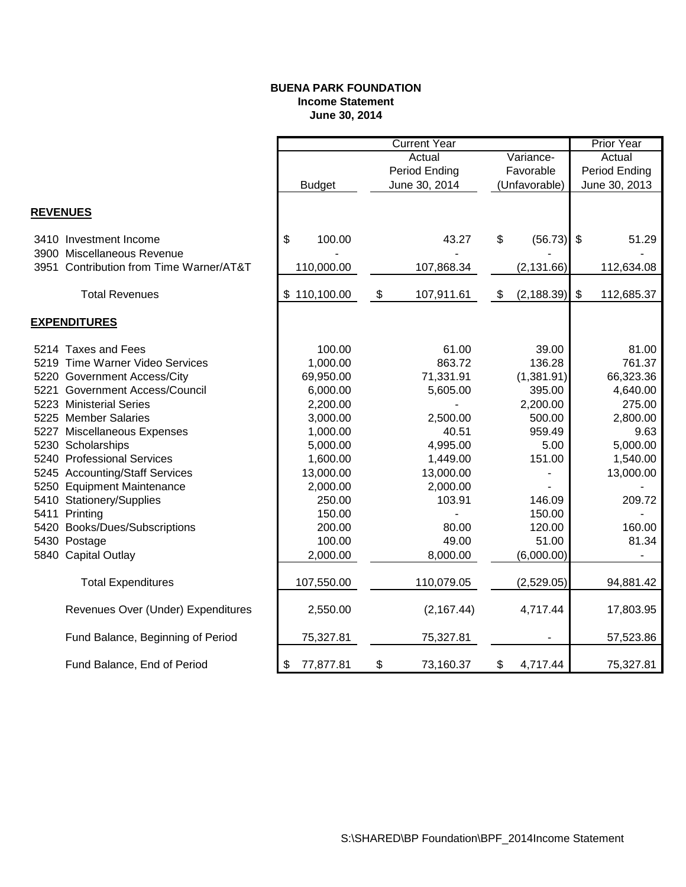**BUENA PARK FOUNDATION**
**Income Statement**
**June 30, 2014**

| | Current Year | | | Prior Year |
|---|---|---|---|---|
| | Budget | Actual Period Ending June 30, 2014 | Variance- Favorable (Unfavorable) | Actual Period Ending June 30, 2013 |
| **REVENUES** | | | | |
| 3410 Investment Income | $ 100.00 | 43.27 | $ (56.73) | $ 51.29 |
| 3900 Miscellaneous Revenue | - | - | - | - |
| 3951 Contribution from Time Warner/AT&T | 110,000.00 | 107,868.34 | (2,131.66) | 112,634.08 |
| Total Revenues | $ 110,100.00 | $ 107,911.61 | $ (2,188.39) | $ 112,685.37 |
| **EXPENDITURES** | | | | |
| 5214 Taxes and Fees | 100.00 | 61.00 | 39.00 | 81.00 |
| 5219 Time Warner Video Services | 1,000.00 | 863.72 | 136.28 | 761.37 |
| 5220 Government Access/City | 69,950.00 | 71,331.91 | (1,381.91) | 66,323.36 |
| 5221 Government Access/Council | 6,000.00 | 5,605.00 | 395.00 | 4,640.00 |
| 5223 Ministerial Series | 2,200.00 | - | 2,200.00 | 275.00 |
| 5225 Member Salaries | 3,000.00 | 2,500.00 | 500.00 | 2,800.00 |
| 5227 Miscellaneous Expenses | 1,000.00 | 40.51 | 959.49 | 9.63 |
| 5230 Scholarships | 5,000.00 | 4,995.00 | 5.00 | 5,000.00 |
| 5240 Professional Services | 1,600.00 | 1,449.00 | 151.00 | 1,540.00 |
| 5245 Accounting/Staff Services | 13,000.00 | 13,000.00 | - | 13,000.00 |
| 5250 Equipment Maintenance | 2,000.00 | 2,000.00 | - | - |
| 5410 Stationery/Supplies | 250.00 | 103.91 | 146.09 | 209.72 |
| 5411 Printing | 150.00 | - | 150.00 | - |
| 5420 Books/Dues/Subscriptions | 200.00 | 80.00 | 120.00 | 160.00 |
| 5430 Postage | 100.00 | 49.00 | 51.00 | 81.34 |
| 5840 Capital Outlay | 2,000.00 | 8,000.00 | (6,000.00) | - |
| Total Expenditures | 107,550.00 | 110,079.05 | (2,529.05) | 94,881.42 |
| Revenues Over (Under) Expenditures | 2,550.00 | (2,167.44) | 4,717.44 | 17,803.95 |
| Fund Balance, Beginning of Period | 75,327.81 | 75,327.81 | - | 57,523.86 |
| Fund Balance, End of Period | $ 77,877.81 | $ 73,160.37 | $ 4,717.44 | 75,327.81 |

S:\SHARED\BP Foundation\BPF_2014Income Statement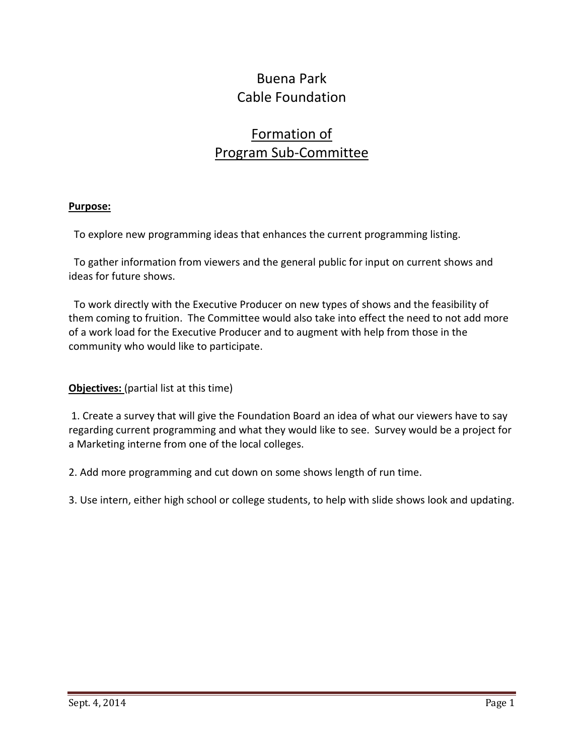# Buena Park
# Cable Foundation

## Formation of Program Sub-Committee

**Purpose:**

To explore new programming ideas that enhances the current programming listing.

To gather information from viewers and the general public for input on current shows and ideas for future shows.

To work directly with the Executive Producer on new types of shows and the feasibility of them coming to fruition. The Committee would also take into effect the need to not add more of a work load for the Executive Producer and to augment with help from those in the community who would like to participate.

**Objectives:** (partial list at this time)

1. Create a survey that will give the Foundation Board an idea of what our viewers have to say regarding current programming and what they would like to see. Survey would be a project for a Marketing interne from one of the local colleges.

2. Add more programming and cut down on some shows length of run time.

3. Use intern, either high school or college students, to help with slide shows look and updating.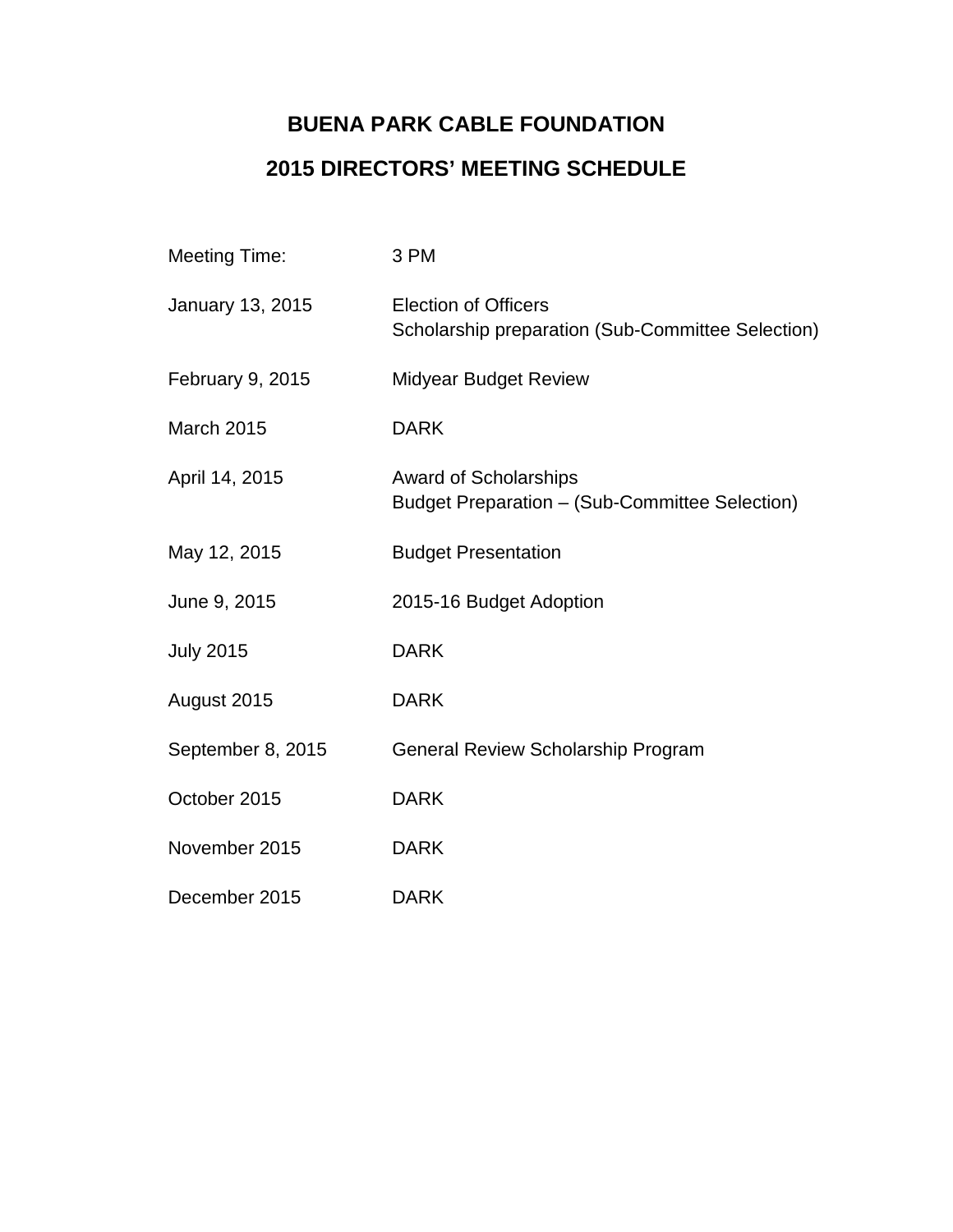# BUENA PARK CABLE FOUNDATION

## 2015 DIRECTORS' MEETING SCHEDULE

| | |
|---|---|
| Meeting Time: | 3 PM |
| January 13, 2015 | Election of Officers<br>Scholarship preparation (Sub-Committee Selection) |
| February 9, 2015 | Midyear Budget Review |
| March 2015 | DARK |
| April 14, 2015 | Award of Scholarships<br>Budget Preparation – (Sub-Committee Selection) |
| May 12, 2015 | Budget Presentation |
| June 9, 2015 | 2015-16 Budget Adoption |
| July 2015 | DARK |
| August 2015 | DARK |
| September 8, 2015 | General Review Scholarship Program |
| October 2015 | DARK |
| November 2015 | DARK |
| December 2015 | DARK |